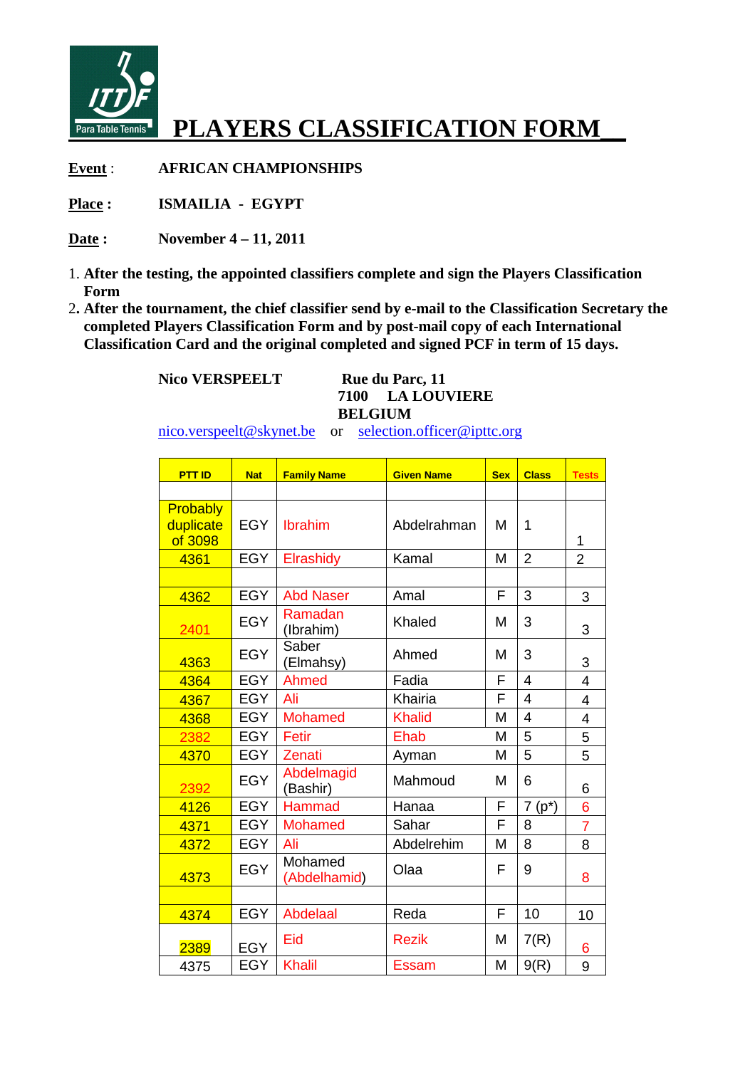ITTF Para Table Tennis

# PLAYERS CLASSIFICATION FORM

**Event** : **AFRICAN CHAMPIONSHIPS**

**Place :** **ISMAILIA - EGYPT**

**Date :** **November 4 – 11, 2011**

1. **After the testing, the appointed classifiers complete and sign the Players Classification Form**
2. **After the tournament, the chief classifier send by e-mail to the Classification Secretary the completed Players Classification Form and by post-mail copy of each International Classification Card and the original completed and signed PCF in term of 15 days.**

**Nico VERSPEELT** **Rue du Parc, 11**
**7100 LA LOUVIERE**
**BELGIUM**

nico.verspeelt@skynet.be or selection.officer@ipttc.org

| PTT ID | Nat | Family Name | Given Name | Sex | Class | Tests |
|---|---|---|---|---|---|---|
| | | | | | | |
| Probably duplicate of 3098 | EGY | Ibrahim | Abdelrahman | M | 1 | 1 |
| 4361 | EGY | Elrashidy | Kamal | M | 2 | 2 |
| | | | | | | |
| 4362 | EGY | Abd Naser | Amal | F | 3 | 3 |
| 2401 | EGY | Ramadan (Ibrahim) | Khaled | M | 3 | 3 |
| 4363 | EGY | Saber (Elmahsy) | Ahmed | M | 3 | 3 |
| 4364 | EGY | Ahmed | Fadia | F | 4 | 4 |
| 4367 | EGY | Ali | Khairia | F | 4 | 4 |
| 4368 | EGY | Mohamed | Khalid | M | 4 | 4 |
| 2382 | EGY | Fetir | Ehab | M | 5 | 5 |
| 4370 | EGY | Zenati | Ayman | M | 5 | 5 |
| 2392 | EGY | Abdelmagid (Bashir) | Mahmoud | M | 6 | 6 |
| 4126 | EGY | Hammad | Hanaa | F | 7 (p*) | 6 |
| 4371 | EGY | Mohamed | Sahar | F | 8 | 7 |
| 4372 | EGY | Ali | Abdelrehim | M | 8 | 8 |
| 4373 | EGY | Mohamed (Abdelhamid) | Olaa | F | 9 | 8 |
| | | | | | | |
| 4374 | EGY | Abdelaal | Reda | F | 10 | 10 |
| 2389 | EGY | Eid | Rezik | M | 7(R) | 6 |
| 4375 | EGY | Khalil | Essam | M | 9(R) | 9 |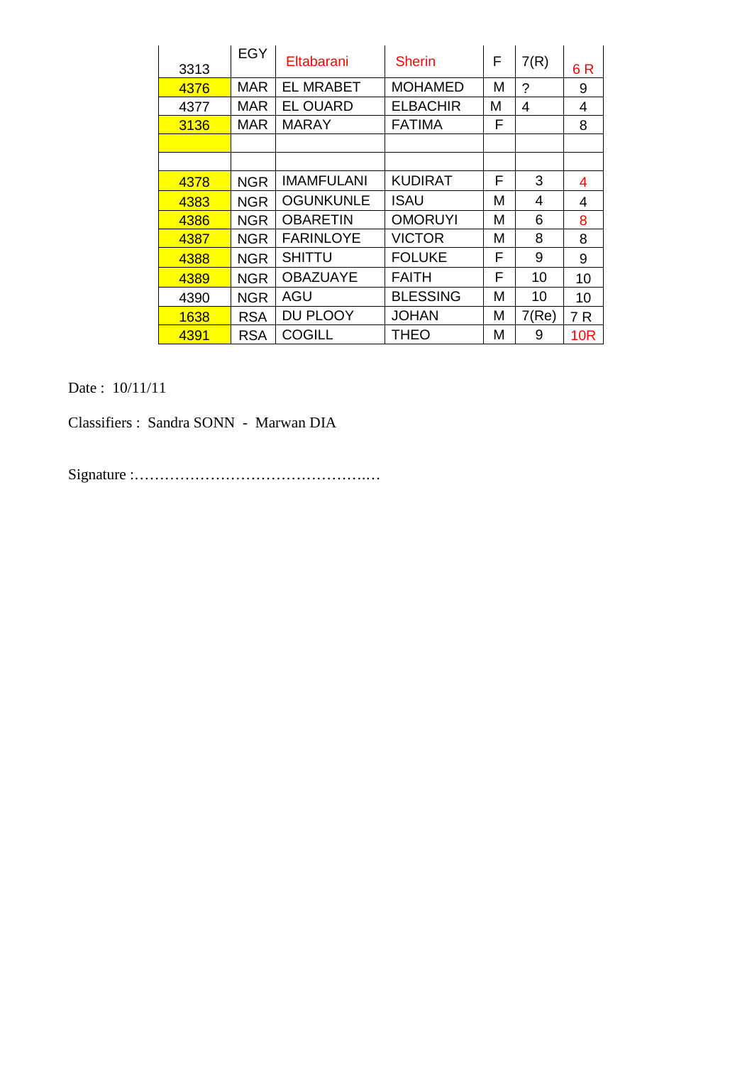| | | | | | | |
|---|---|---|---|---|---|---|
| 3313 | EGY | Eltabarani | Sherin | F | 7(R) | 6 R |
| 4376 | MAR | EL MRABET | MOHAMED | M | ? | 9 |
| 4377 | MAR | EL OUARD | ELBACHIR | M | 4 | 4 |
| 3136 | MAR | MARAY | FATIMA | F | | 8 |
| | | | | | | |
| | | | | | | |
| 4378 | NGR | IMAMFULANI | KUDIRAT | F | 3 | 4 |
| 4383 | NGR | OGUNKUNLE | ISAU | M | 4 | 4 |
| 4386 | NGR | OBARETIN | OMORUYI | M | 6 | 8 |
| 4387 | NGR | FARINLOYE | VICTOR | M | 8 | 8 |
| 4388 | NGR | SHITTU | FOLUKE | F | 9 | 9 |
| 4389 | NGR | OBAZUAYE | FAITH | F | 10 | 10 |
| 4390 | NGR | AGU | BLESSING | M | 10 | 10 |
| 1638 | RSA | DU PLOOY | JOHAN | M | 7(Re) | 7 R |
| 4391 | RSA | COGILL | THEO | M | 9 | 10R |

Date : 10/11/11

Classifiers : Sandra SONN - Marwan DIA

Signature :………………………………………..…